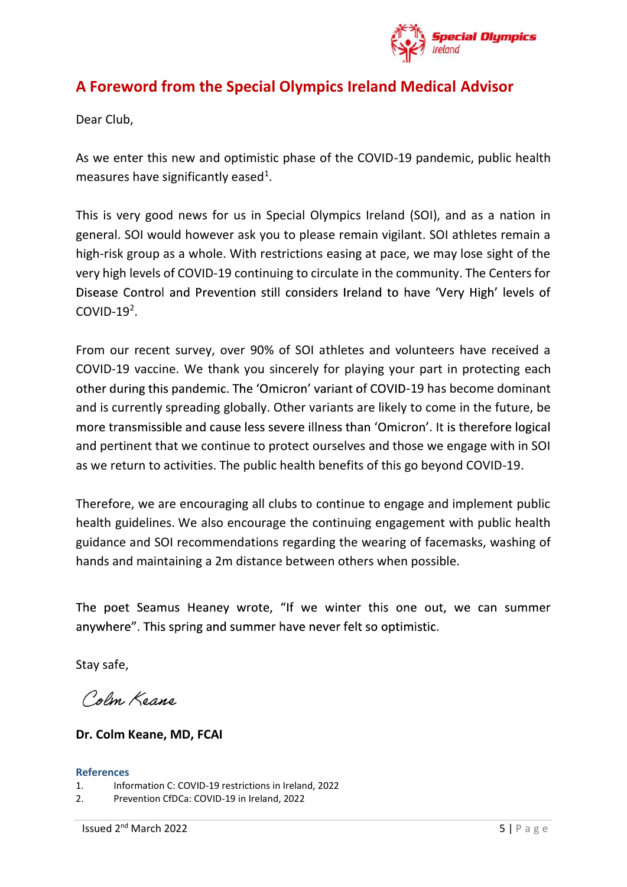## A Foreword from the Special Olympics Ireland Medical Advisor

Dear Club,

As we enter this new and optimistic phase of the COVID-19 pandemic, public health measures have significantly eased[1].

This is very good news for us in Special Olympics Ireland (SOI), and as a nation in general. SOI would however ask you to please remain vigilant. SOI athletes remain a high-risk group as a whole. With restrictions easing at pace, we may lose sight of the very high levels of COVID-19 continuing to circulate in the community. The Centers for Disease Control and Prevention still considers Ireland to have 'Very High' levels of COVID-19[2].

From our recent survey, over 90% of SOI athletes and volunteers have received a COVID-19 vaccine. We thank you sincerely for playing your part in protecting each other during this pandemic. The 'Omicron' variant of COVID-19 has become dominant and is currently spreading globally. Other variants are likely to come in the future, be more transmissible and cause less severe illness than 'Omicron'. It is therefore logical and pertinent that we continue to protect ourselves and those we engage with in SOI as we return to activities. The public health benefits of this go beyond COVID-19.

Therefore, we are encouraging all clubs to continue to engage and implement public health guidelines. We also encourage the continuing engagement with public health guidance and SOI recommendations regarding the wearing of facemasks, washing of hands and maintaining a 2m distance between others when possible.

The poet Seamus Heaney wrote, "If we winter this one out, we can summer anywhere". This spring and summer have never felt so optimistic.

Stay safe,

Colm Keane

**Dr. Colm Keane, MD, FCAI**

**References**

1. Information C: COVID-19 restrictions in Ireland, 2022
2. Prevention CfDCa: COVID-19 in Ireland, 2022

Issued 2nd March 2022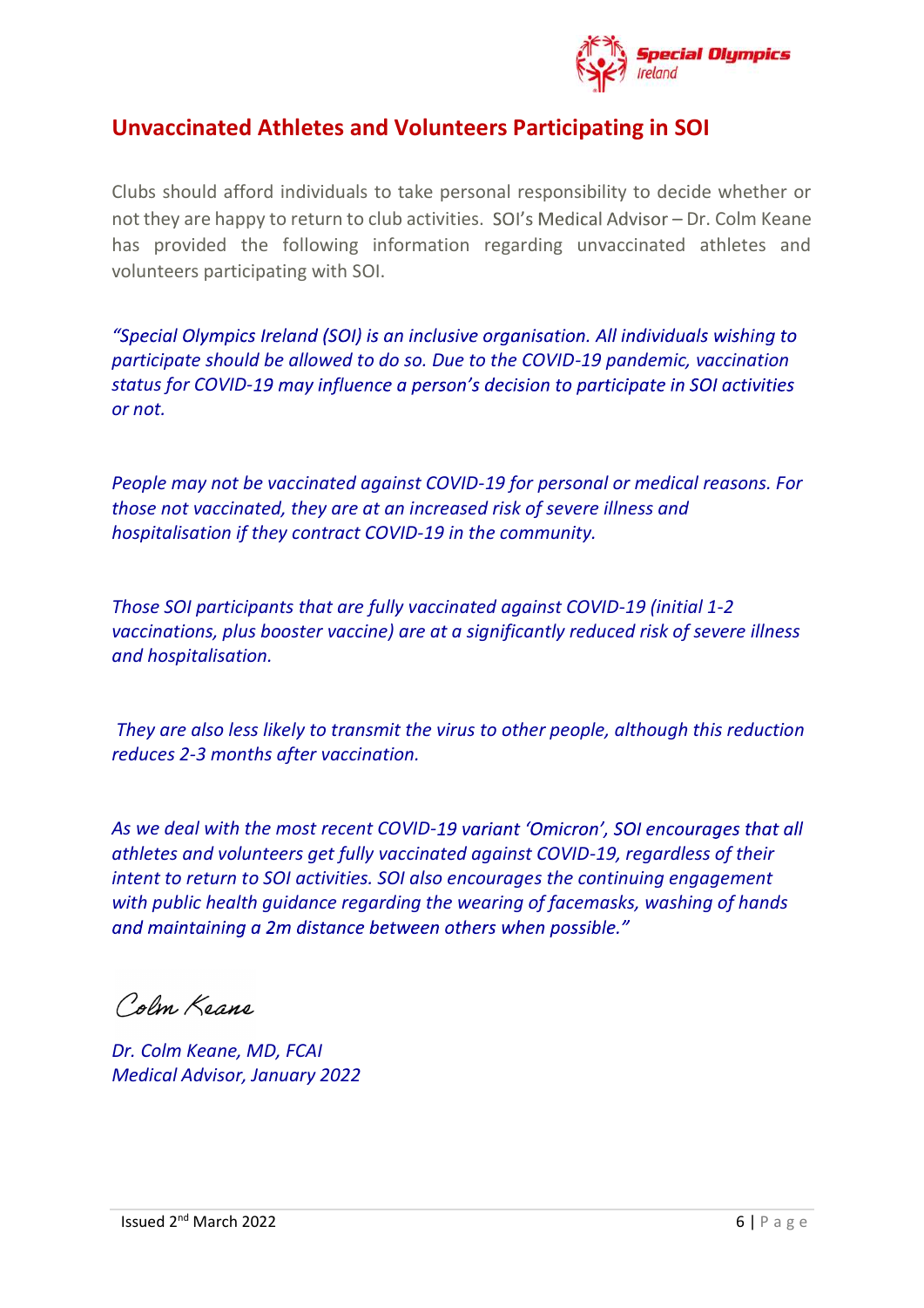## Unvaccinated Athletes and Volunteers Participating in SOI

Clubs should afford individuals to take personal responsibility to decide whether or not they are happy to return to club activities. SOI's Medical Advisor – Dr. Colm Keane has provided the following information regarding unvaccinated athletes and volunteers participating with SOI.

*"Special Olympics Ireland (SOI) is an inclusive organisation. All individuals wishing to participate should be allowed to do so. Due to the COVID-19 pandemic, vaccination status for COVID-19 may influence a person's decision to participate in SOI activities or not.*

*People may not be vaccinated against COVID-19 for personal or medical reasons. For those not vaccinated, they are at an increased risk of severe illness and hospitalisation if they contract COVID-19 in the community.*

*Those SOI participants that are fully vaccinated against COVID-19 (initial 1-2 vaccinations, plus booster vaccine) are at a significantly reduced risk of severe illness and hospitalisation.*

*They are also less likely to transmit the virus to other people, although this reduction reduces 2-3 months after vaccination.*

*As we deal with the most recent COVID-19 variant 'Omicron', SOI encourages that all athletes and volunteers get fully vaccinated against COVID-19, regardless of their intent to return to SOI activities. SOI also encourages the continuing engagement with public health guidance regarding the wearing of facemasks, washing of hands and maintaining a 2m distance between others when possible."*

Colm Keane

*Dr. Colm Keane, MD, FCAI*
*Medical Advisor, January 2022*